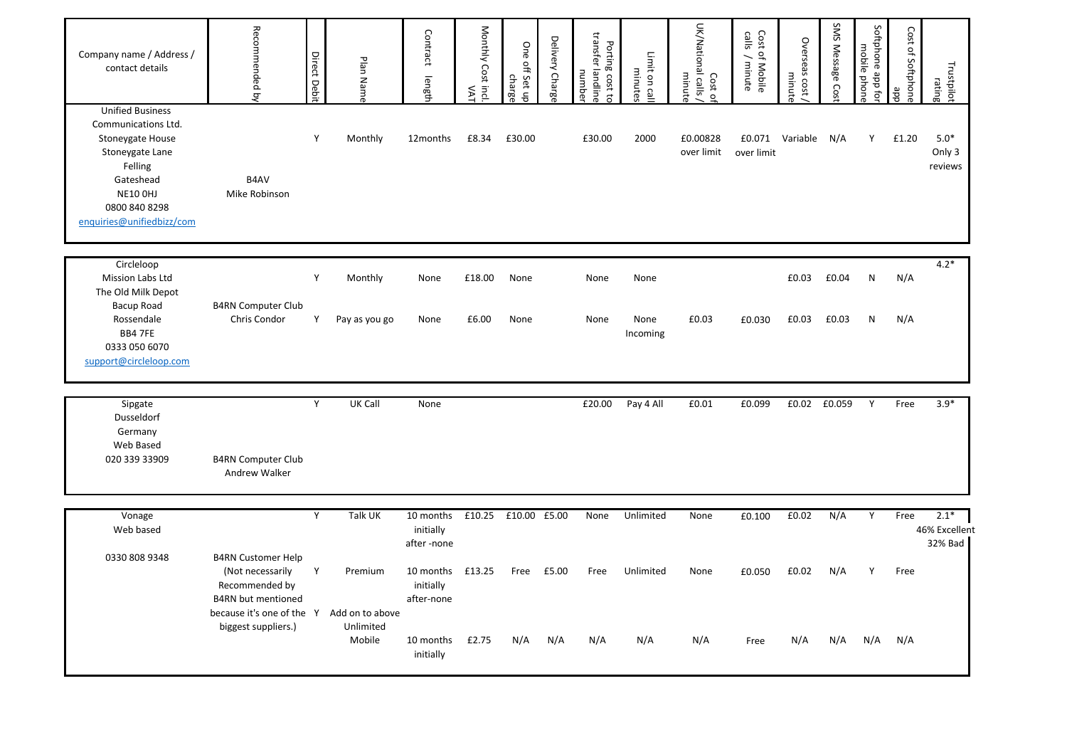| Company name / Address / contact details | Recommended by | Direct Debit | Plan Name | Contract length | Monthly Cost incl. VAT | One off Set up charge | Delivery Charge | Porting cost to transfer landline number | Limit on call minutes | Cost of UK/National calls / minute | Cost of Mobile calls / minute | Overseas cost / minute | SMS Message Cost | Softphone app for mobile phone | Cost of Softphone app | Trustpilot rating |
|---|---|---|---|---|---|---|---|---|---|---|---|---|---|---|---|---|
| Unified Business Communications Ltd. Stoneygate House Stoneygate Lane Felling Gateshead NE10 0HJ 0800 840 8298 enquiries@unifiedbizz/com | B4AV Mike Robinson | Y | Monthly | 12months | £8.34 | £30.00 | | £30.00 | 2000 | £0.00828 over limit | £0.071 over limit | Variable | N/A | Y | £1.20 | 5.0* Only 3 reviews |
| Circleloop Mission Labs Ltd The Old Milk Depot Bacup Road Rossendale BB4 7FE 0333 050 6070 support@circleloop.com | B4RN Computer Club Chris Condor | Y | Monthly | None | £18.00 | None | | None | None | | | £0.03 | £0.04 | N | N/A | 4.2* |
| | | Y | Pay as you go | None | £6.00 | None | | None | None Incoming | £0.03 | £0.030 | £0.03 | £0.03 | N | N/A | |
| Sipgate Dusseldorf Germany Web Based 020 339 33909 | B4RN Computer Club Andrew Walker | Y | UK Call | None | | | | £20.00 | Pay 4 All | £0.01 | £0.099 | £0.02 | £0.059 | Y | Free | 3.9* |
| Vonage Web based 0330 808 9348 | B4RN Customer Help (Not necessarily Recommended by B4RN but mentioned because it's one of the biggest suppliers.) | Y | Talk UK | 10 months initially after -none | £10.25 | £10.00 | £5.00 | None | Unlimited | None | £0.100 | £0.02 | N/A | Y | Free | 2.1* 46% Excellent 32% Bad |
| | | Y | Premium | 10 months initially after-none | £13.25 | Free | £5.00 | Free | Unlimited | None | £0.050 | £0.02 | N/A | Y | Free | |
| | | Y | Add on to above Unlimited Mobile | 10 months initially | £2.75 | N/A | N/A | N/A | N/A | N/A | Free | N/A | N/A | N/A | N/A | |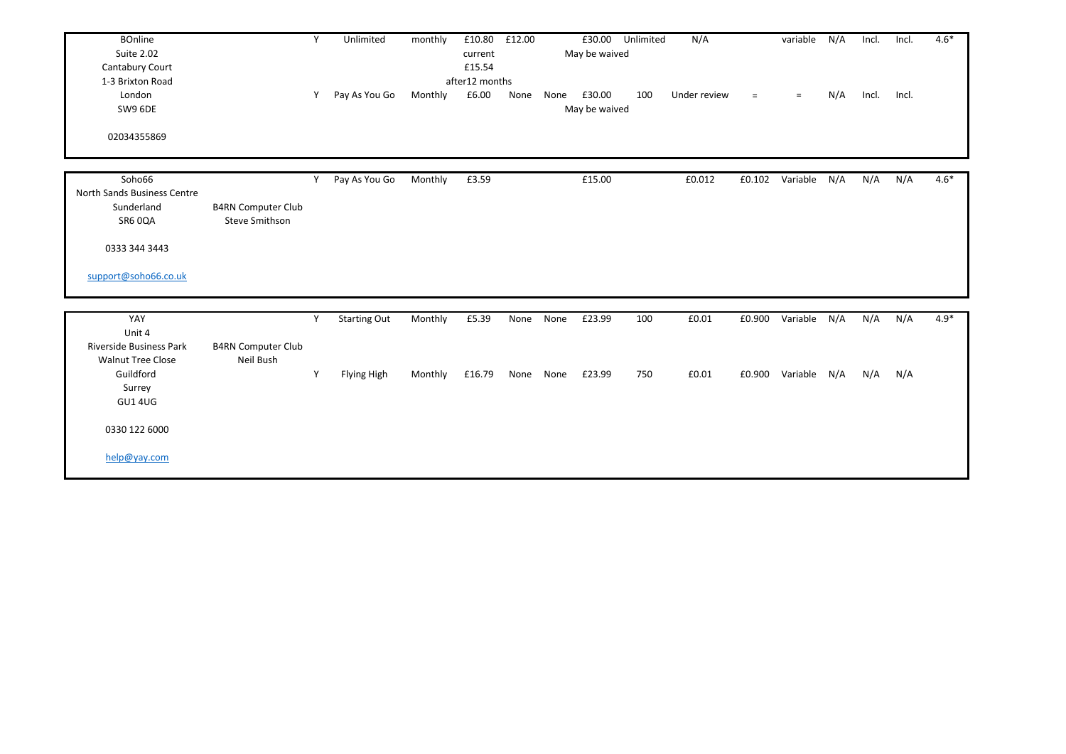| | | | | | | | | | | | | | | | | |
|---|---|---|---|---|---|---|---|---|---|---|---|---|---|---|---|---|
| BOnline | | Y | Unlimited | monthly | £10.80 | £12.00 | | £30.00 | Unlimited | N/A | | variable | N/A | Incl. | Incl. | 4.6* |
| Suite 2.02 | | | | | current | | | May be waived | | | | | | | | |
| Cantabury Court | | | | | £15.54 | | | | | | | | | | | |
| 1-3 Brixton Road | | | | | after12 months | | | | | | | | | | | |
| London | | Y | Pay As You Go | Monthly | £6.00 | None | None | £30.00 | 100 | Under review | = | = | N/A | Incl. | Incl. | |
| SW9 6DE | | | | | | | | May be waived | | | | | | | | |
| 02034355869 | | | | | | | | | | | | | | | | |
| Soho66 | | Y | Pay As You Go | Monthly | £3.59 | | | £15.00 | | £0.012 | £0.102 | Variable | N/A | N/A | N/A | 4.6* |
| North Sands Business Centre | | | | | | | | | | | | | | | | |
| Sunderland | B4RN Computer Club | | | | | | | | | | | | | | | |
| SR6 0QA | Steve Smithson | | | | | | | | | | | | | | | |
| 0333 344 3443 | | | | | | | | | | | | | | | | |
| support@soho66.co.uk | | | | | | | | | | | | | | | | |
| YAY | | Y | Starting Out | Monthly | £5.39 | None | None | £23.99 | 100 | £0.01 | £0.900 | Variable | N/A | N/A | N/A | 4.9* |
| Unit 4 | | | | | | | | | | | | | | | | |
| Riverside Business Park | B4RN Computer Club | | | | | | | | | | | | | | | |
| Walnut Tree Close | Neil Bush | | | | | | | | | | | | | | | |
| Guildford | | Y | Flying High | Monthly | £16.79 | None | None | £23.99 | 750 | £0.01 | £0.900 | Variable | N/A | N/A | N/A | |
| Surrey | | | | | | | | | | | | | | | | |
| GU1 4UG | | | | | | | | | | | | | | | | |
| 0330 122 6000 | | | | | | | | | | | | | | | | |
| help@yay.com | | | | | | | | | | | | | | | | |